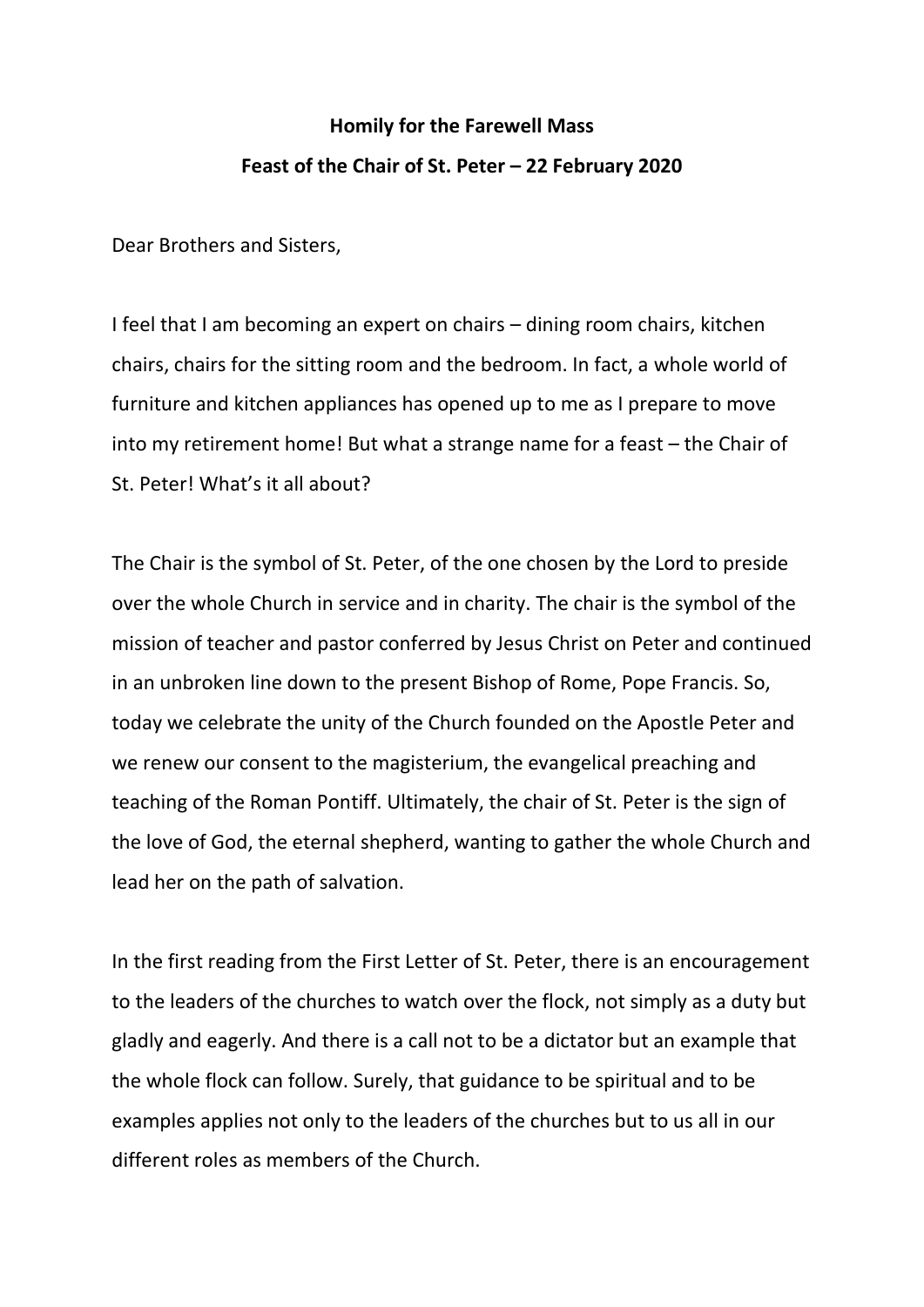**Homily for the Farewell Mass**

**Feast of the Chair of St. Peter – 22 February 2020**

Dear Brothers and Sisters,

I feel that I am becoming an expert on chairs – dining room chairs, kitchen chairs, chairs for the sitting room and the bedroom. In fact, a whole world of furniture and kitchen appliances has opened up to me as I prepare to move into my retirement home! But what a strange name for a feast – the Chair of St. Peter! What's it all about?

The Chair is the symbol of St. Peter, of the one chosen by the Lord to preside over the whole Church in service and in charity. The chair is the symbol of the mission of teacher and pastor conferred by Jesus Christ on Peter and continued in an unbroken line down to the present Bishop of Rome, Pope Francis. So, today we celebrate the unity of the Church founded on the Apostle Peter and we renew our consent to the magisterium, the evangelical preaching and teaching of the Roman Pontiff. Ultimately, the chair of St. Peter is the sign of the love of God, the eternal shepherd, wanting to gather the whole Church and lead her on the path of salvation.

In the first reading from the First Letter of St. Peter, there is an encouragement to the leaders of the churches to watch over the flock, not simply as a duty but gladly and eagerly. And there is a call not to be a dictator but an example that the whole flock can follow. Surely, that guidance to be spiritual and to be examples applies not only to the leaders of the churches but to us all in our different roles as members of the Church.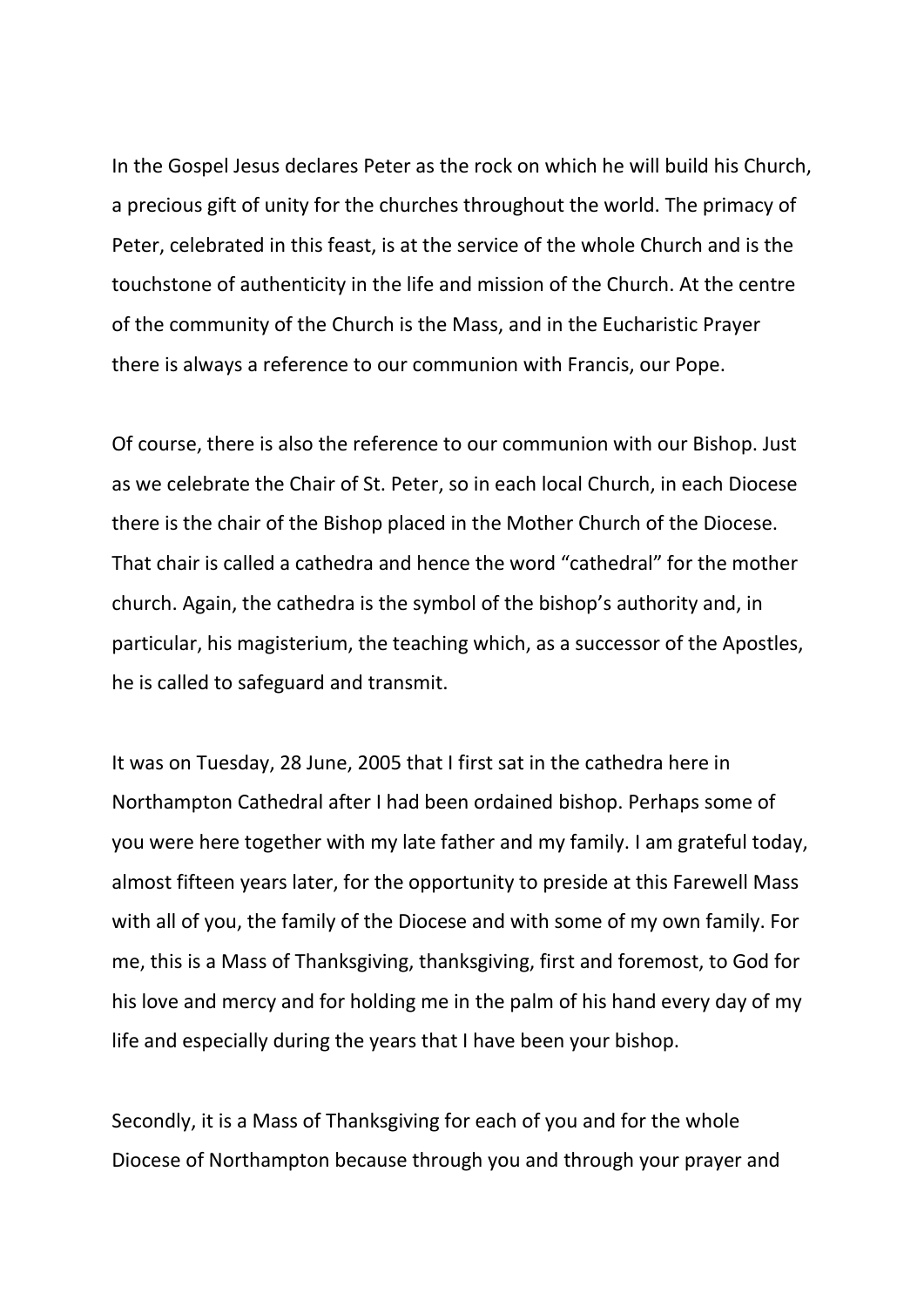In the Gospel Jesus declares Peter as the rock on which he will build his Church, a precious gift of unity for the churches throughout the world. The primacy of Peter, celebrated in this feast, is at the service of the whole Church and is the touchstone of authenticity in the life and mission of the Church. At the centre of the community of the Church is the Mass, and in the Eucharistic Prayer there is always a reference to our communion with Francis, our Pope.

Of course, there is also the reference to our communion with our Bishop. Just as we celebrate the Chair of St. Peter, so in each local Church, in each Diocese there is the chair of the Bishop placed in the Mother Church of the Diocese. That chair is called a cathedra and hence the word "cathedral" for the mother church. Again, the cathedra is the symbol of the bishop's authority and, in particular, his magisterium, the teaching which, as a successor of the Apostles, he is called to safeguard and transmit.

It was on Tuesday, 28 June, 2005 that I first sat in the cathedra here in Northampton Cathedral after I had been ordained bishop. Perhaps some of you were here together with my late father and my family. I am grateful today, almost fifteen years later, for the opportunity to preside at this Farewell Mass with all of you, the family of the Diocese and with some of my own family. For me, this is a Mass of Thanksgiving, thanksgiving, first and foremost, to God for his love and mercy and for holding me in the palm of his hand every day of my life and especially during the years that I have been your bishop.

Secondly, it is a Mass of Thanksgiving for each of you and for the whole Diocese of Northampton because through you and through your prayer and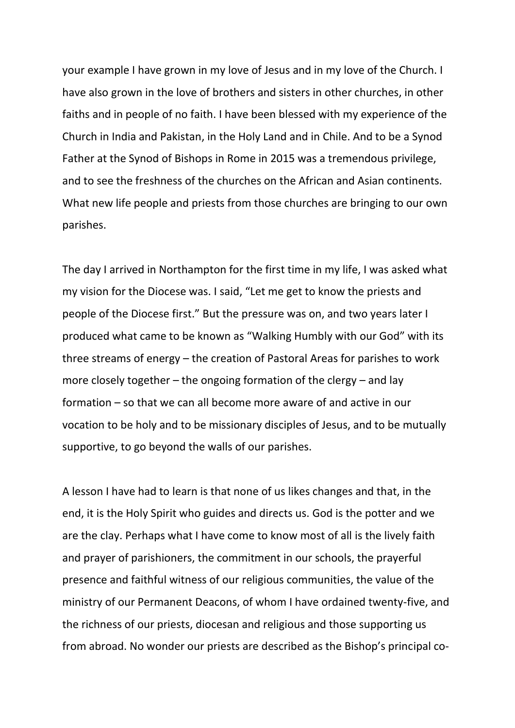your example I have grown in my love of Jesus and in my love of the Church. I have also grown in the love of brothers and sisters in other churches, in other faiths and in people of no faith. I have been blessed with my experience of the Church in India and Pakistan, in the Holy Land and in Chile. And to be a Synod Father at the Synod of Bishops in Rome in 2015 was a tremendous privilege, and to see the freshness of the churches on the African and Asian continents. What new life people and priests from those churches are bringing to our own parishes.

The day I arrived in Northampton for the first time in my life, I was asked what my vision for the Diocese was. I said, "Let me get to know the priests and people of the Diocese first." But the pressure was on, and two years later I produced what came to be known as "Walking Humbly with our God" with its three streams of energy – the creation of Pastoral Areas for parishes to work more closely together – the ongoing formation of the clergy – and lay formation – so that we can all become more aware of and active in our vocation to be holy and to be missionary disciples of Jesus, and to be mutually supportive, to go beyond the walls of our parishes.

A lesson I have had to learn is that none of us likes changes and that, in the end, it is the Holy Spirit who guides and directs us. God is the potter and we are the clay. Perhaps what I have come to know most of all is the lively faith and prayer of parishioners, the commitment in our schools, the prayerful presence and faithful witness of our religious communities, the value of the ministry of our Permanent Deacons, of whom I have ordained twenty-five, and the richness of our priests, diocesan and religious and those supporting us from abroad. No wonder our priests are described as the Bishop's principal co-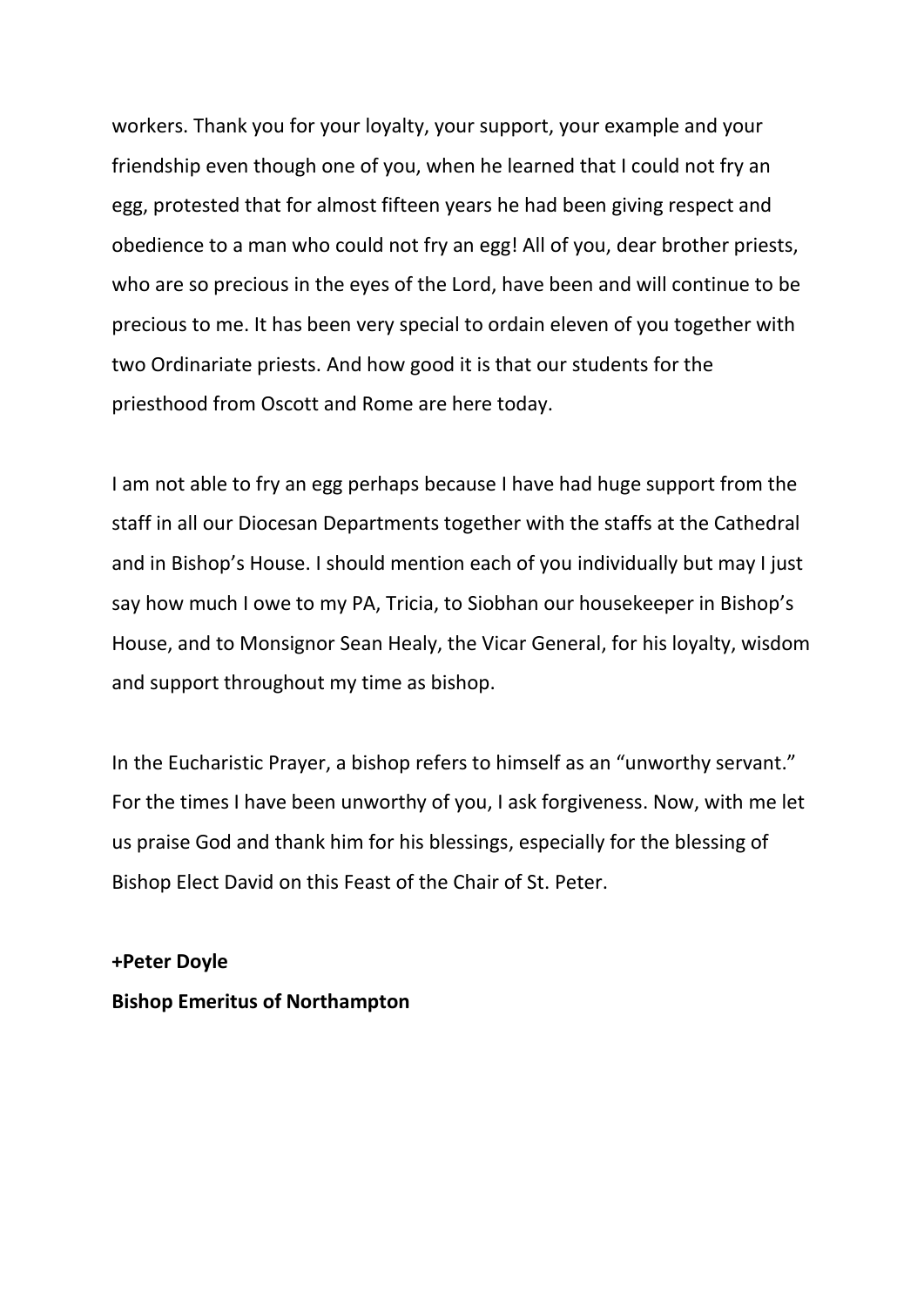workers. Thank you for your loyalty, your support, your example and your friendship even though one of you, when he learned that I could not fry an egg, protested that for almost fifteen years he had been giving respect and obedience to a man who could not fry an egg! All of you, dear brother priests, who are so precious in the eyes of the Lord, have been and will continue to be precious to me. It has been very special to ordain eleven of you together with two Ordinariate priests. And how good it is that our students for the priesthood from Oscott and Rome are here today.

I am not able to fry an egg perhaps because I have had huge support from the staff in all our Diocesan Departments together with the staffs at the Cathedral and in Bishop's House. I should mention each of you individually but may I just say how much I owe to my PA, Tricia, to Siobhan our housekeeper in Bishop's House, and to Monsignor Sean Healy, the Vicar General, for his loyalty, wisdom and support throughout my time as bishop.

In the Eucharistic Prayer, a bishop refers to himself as an "unworthy servant." For the times I have been unworthy of you, I ask forgiveness. Now, with me let us praise God and thank him for his blessings, especially for the blessing of Bishop Elect David on this Feast of the Chair of St. Peter.

**+Peter Doyle**

**Bishop Emeritus of Northampton**